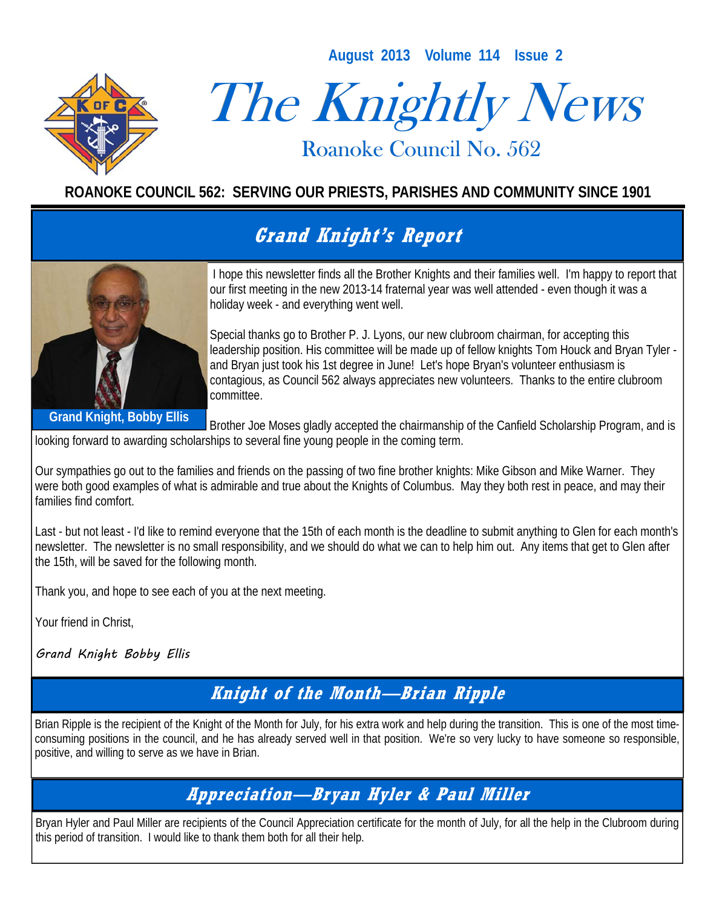August 2013 Volume 114 Issue 2

# The Knightly News

Roanoke Council No. 562

**ROANOKE COUNCIL 562: SERVING OUR PRIESTS, PARISHES AND COMMUNITY SINCE 1901**

## Grand Knight's Report

**Grand Knight, Bobby Ellis**

I hope this newsletter finds all the Brother Knights and their families well. I'm happy to report that our first meeting in the new 2013-14 fraternal year was well attended - even though it was a holiday week - and everything went well.

Special thanks go to Brother P. J. Lyons, our new clubroom chairman, for accepting this leadership position. His committee will be made up of fellow knights Tom Houck and Bryan Tyler - and Bryan just took his 1st degree in June! Let's hope Bryan's volunteer enthusiasm is contagious, as Council 562 always appreciates new volunteers. Thanks to the entire clubroom committee.

Brother Joe Moses gladly accepted the chairmanship of the Canfield Scholarship Program, and is looking forward to awarding scholarships to several fine young people in the coming term.

Our sympathies go out to the families and friends on the passing of two fine brother knights: Mike Gibson and Mike Warner. They were both good examples of what is admirable and true about the Knights of Columbus. May they both rest in peace, and may their families find comfort.

Last - but not least - I'd like to remind everyone that the 15th of each month is the deadline to submit anything to Glen for each month's newsletter. The newsletter is no small responsibility, and we should do what we can to help him out. Any items that get to Glen after the 15th, will be saved for the following month.

Thank you, and hope to see each of you at the next meeting.

Your friend in Christ,

*Grand Knight Bobby Ellis*

## Knight of the Month—Brian Ripple

Brian Ripple is the recipient of the Knight of the Month for July, for his extra work and help during the transition. This is one of the most time-consuming positions in the council, and he has already served well in that position. We're so very lucky to have someone so responsible, positive, and willing to serve as we have in Brian.

## Appreciation—Bryan Hyler & Paul Miller

Bryan Hyler and Paul Miller are recipients of the Council Appreciation certificate for the month of July, for all the help in the Clubroom during this period of transition. I would like to thank them both for all their help.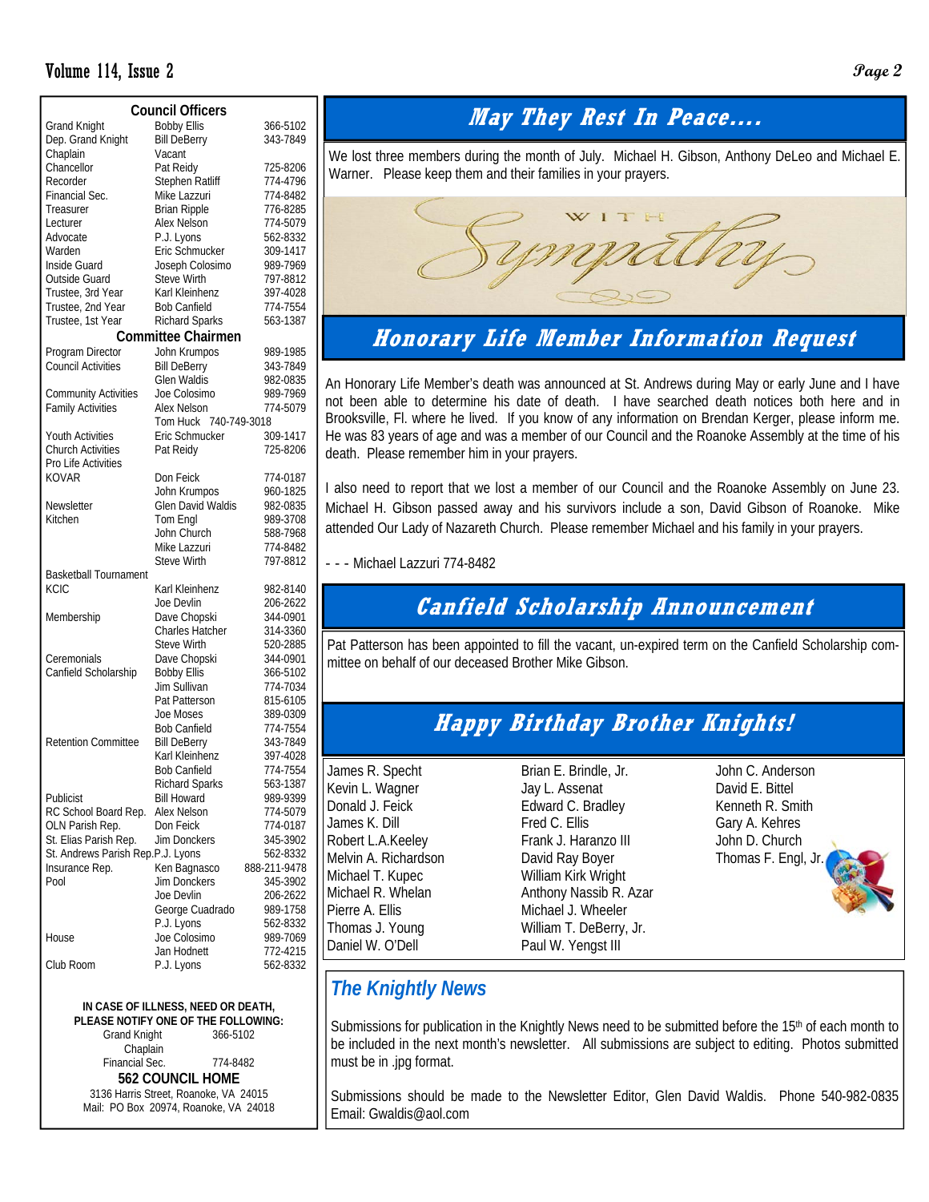## Council Officers

| Office | Name | Phone |
|---|---|---|
| Grand Knight | Bobby Ellis | 366-5102 |
| Dep. Grand Knight | Bill DeBerry | 343-7849 |
| Chaplain | Vacant | |
| Chancellor | Pat Reidy | 725-8206 |
| Recorder | Stephen Ratliff | 774-4796 |
| Financial Sec. | Mike Lazzuri | 774-8482 |
| Treasurer | Brian Ripple | 776-8285 |
| Lecturer | Alex Nelson | 774-5079 |
| Advocate | P.J. Lyons | 562-8332 |
| Warden | Eric Schmucker | 309-1417 |
| Inside Guard | Joseph Colosimo | 989-7969 |
| Outside Guard | Steve Wirth | 797-8812 |
| Trustee, 3rd Year | Karl Kleinhenz | 397-4028 |
| Trustee, 2nd Year | Bob Canfield | 774-7554 |
| Trustee, 1st Year | Richard Sparks | 563-1387 |

## Committee Chairmen

| Committee | Name | Phone |
|---|---|---|
| Program Director | John Krumpos | 989-1985 |
| Council Activities | Bill DeBerry | 343-7849 |
| | Glen Waldis | 982-0835 |
| Community Activities | Joe Colosimo | 989-7969 |
| Family Activities | Alex Nelson | 774-5079 |
| | Tom Huck | 740-749-3018 |
| Youth Activities | Eric Schmucker | 309-1417 |
| Church Activities | Pat Reidy | 725-8206 |
| Pro Life Activities | | |
| KOVAR | Don Feick | 774-0187 |
| | John Krumpos | 960-1825 |
| Newsletter | Glen David Waldis | 982-0835 |
| Kitchen | Tom Engl | 989-3708 |
| | John Church | 588-7968 |
| | Mike Lazzuri | 774-8482 |
| | Steve Wirth | 797-8812 |
| Basketball Tournament | | |
| KCIC | Karl Kleinhenz | 982-8140 |
| | Joe Devlin | 206-2622 |
| Membership | Dave Chopski | 344-0901 |
| | Charles Hatcher | 314-3360 |
| | Steve Wirth | 520-2885 |
| Ceremonials | Dave Chopski | 344-0901 |
| Canfield Scholarship | Bobby Ellis | 366-5102 |
| | Jim Sullivan | 774-7034 |
| | Pat Patterson | 815-6105 |
| | Joe Moses | 389-0309 |
| | Bob Canfield | 774-7554 |
| Retention Committee | Bill DeBerry | 343-7849 |
| | Karl Kleinhenz | 397-4028 |
| | Bob Canfield | 774-7554 |
| | Richard Sparks | 563-1387 |
| Publicist | Bill Howard | 989-9399 |
| RC School Board Rep. | Alex Nelson | 774-5079 |
| OLN Parish Rep. | Don Feick | 774-0187 |
| St. Elias Parish Rep. | Jim Donckers | 345-3902 |
| St. Andrews Parish Rep. | P.J. Lyons | 562-8332 |
| Insurance Rep. | Ken Bagnasco | 888-211-9478 |
| Pool | Jim Donckers | 345-3902 |
| | Joe Devlin | 206-2622 |
| | George Cuadrado | 989-1758 |
| | P.J. Lyons | 562-8332 |
| House | Joe Colosimo | 989-7069 |
| | Jan Hodnett | 772-4215 |
| Club Room | P.J. Lyons | 562-8332 |

**IN CASE OF ILLNESS, NEED OR DEATH, PLEASE NOTIFY ONE OF THE FOLLOWING:**

Grand Knight 366-5102
Chaplain
Financial Sec. 774-8482

**562 COUNCIL HOME**
3136 Harris Street, Roanoke, VA 24015
Mail: PO Box 20974, Roanoke, VA 24018

## *May They Rest In Peace....*

We lost three members during the month of July. Michael H. Gibson, Anthony DeLeo and Michael E. Warner. Please keep them and their families in your prayers.

## *Honorary Life Member Information Request*

An Honorary Life Member's death was announced at St. Andrews during May or early June and I have not been able to determine his date of death. I have searched death notices both here and in Brooksville, Fl. where he lived. If you know of any information on Brendan Kerger, please inform me. He was 83 years of age and was a member of our Council and the Roanoke Assembly at the time of his death. Please remember him in your prayers.

I also need to report that we lost a member of our Council and the Roanoke Assembly on June 23. Michael H. Gibson passed away and his survivors include a son, David Gibson of Roanoke. Mike attended Our Lady of Nazareth Church. Please remember Michael and his family in your prayers.

- - - Michael Lazzuri 774-8482

## *Canfield Scholarship Announcement*

Pat Patterson has been appointed to fill the vacant, un-expired term on the Canfield Scholarship committee on behalf of our deceased Brother Mike Gibson.

## *Happy Birthday Brother Knights!*

James R. Specht
Kevin L. Wagner
Donald J. Feick
James K. Dill
Robert L.A.Keeley
Melvin A. Richardson
Michael T. Kupec
Michael R. Whelan
Pierre A. Ellis
Thomas J. Young
Daniel W. O'Dell
Brian E. Brindle, Jr.
Jay L. Assenat
Edward C. Bradley
Fred C. Ellis
Frank J. Haranzo III
David Ray Boyer
William Kirk Wright
Anthony Nassib R. Azar
Michael J. Wheeler
William T. DeBerry, Jr.
Paul W. Yengst III
John C. Anderson
David E. Bittel
Kenneth R. Smith
Gary A. Kehres
John D. Church
Thomas F. Engl, Jr.

## *The Knightly News*

Submissions for publication in the Knightly News need to be submitted before the 15th of each month to be included in the next month's newsletter. All submissions are subject to editing. Photos submitted must be in .jpg format.

Submissions should be made to the Newsletter Editor, Glen David Waldis. Phone 540-982-0835 Email: Gwaldis@aol.com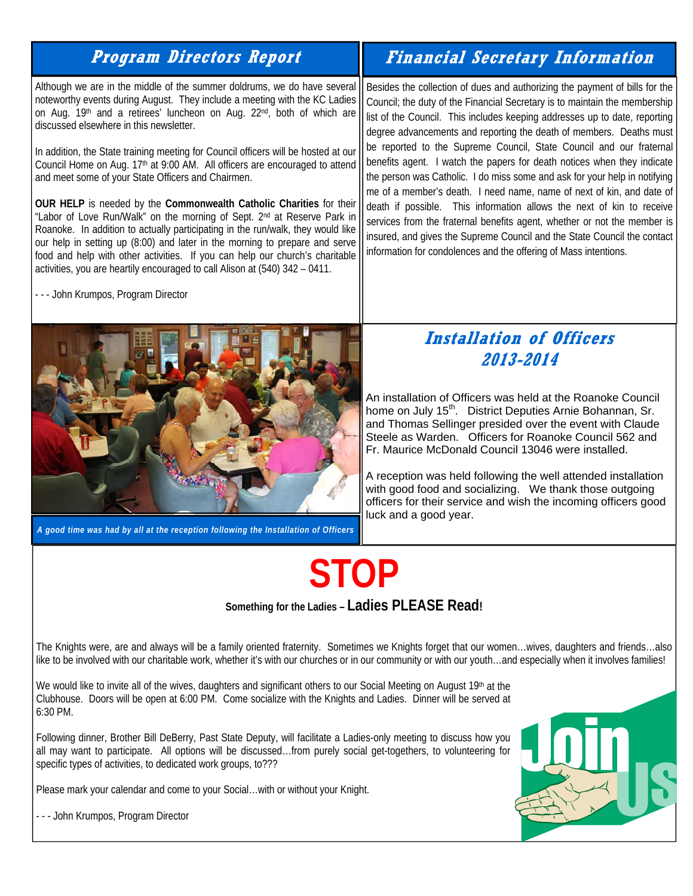## Program Directors Report

Although we are in the middle of the summer doldrums, we do have several noteworthy events during August. They include a meeting with the KC Ladies on Aug. 19th and a retirees' luncheon on Aug. 22nd, both of which are discussed elsewhere in this newsletter.

In addition, the State training meeting for Council officers will be hosted at our Council Home on Aug. 17th at 9:00 AM. All officers are encouraged to attend and meet some of your State Officers and Chairmen.

**OUR HELP** is needed by the **Commonwealth Catholic Charities** for their "Labor of Love Run/Walk" on the morning of Sept. 2nd at Reserve Park in Roanoke. In addition to actually participating in the run/walk, they would like our help in setting up (8:00) and later in the morning to prepare and serve food and help with other activities. If you can help our church's charitable activities, you are heartily encouraged to call Alison at (540) 342 – 0411.

- - - John Krumpos, Program Director

## Financial Secretary Information

Besides the collection of dues and authorizing the payment of bills for the Council; the duty of the Financial Secretary is to maintain the membership list of the Council. This includes keeping addresses up to date, reporting degree advancements and reporting the death of members. Deaths must be reported to the Supreme Council, State Council and our fraternal benefits agent. I watch the papers for death notices when they indicate the person was Catholic. I do miss some and ask for your help in notifying me of a member's death. I need name, name of next of kin, and date of death if possible. This information allows the next of kin to receive services from the fraternal benefits agent, whether or not the member is insured, and gives the Supreme Council and the State Council the contact information for condolences and the offering of Mass intentions.

*A good time was had by all at the reception following the Installation of Officers*

## Installation of Officers 2013-2014

An installation of Officers was held at the Roanoke Council home on July 15th. District Deputies Arnie Bohannan, Sr. and Thomas Sellinger presided over the event with Claude Steele as Warden. Officers for Roanoke Council 562 and Fr. Maurice McDonald Council 13046 were installed.

A reception was held following the well attended installation with good food and socializing. We thank those outgoing officers for their service and wish the incoming officers good luck and a good year.

# STOP

**Something for the Ladies – Ladies PLEASE Read!**

The Knights were, are and always will be a family oriented fraternity. Sometimes we Knights forget that our women…wives, daughters and friends…also like to be involved with our charitable work, whether it's with our churches or in our community or with our youth…and especially when it involves families!

We would like to invite all of the wives, daughters and significant others to our Social Meeting on August 19th at the Clubhouse. Doors will be open at 6:00 PM. Come socialize with the Knights and Ladies. Dinner will be served at 6:30 PM.

Following dinner, Brother Bill DeBerry, Past State Deputy, will facilitate a Ladies-only meeting to discuss how you all may want to participate. All options will be discussed…from purely social get-togethers, to volunteering for specific types of activities, to dedicated work groups, to???

Please mark your calendar and come to your Social…with or without your Knight.

- - - John Krumpos, Program Director

Join Us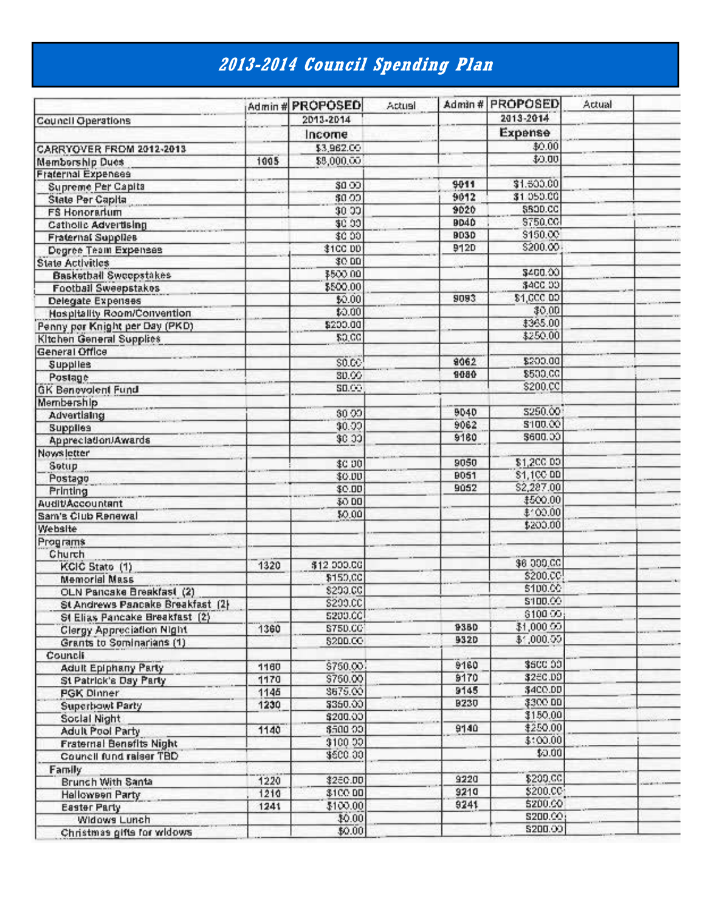# 2013-2014 Council Spending Plan

| | Admin # | PROPOSED | Actual | Admin # | PROPOSED | Actual | |
|---|---|---|---|---|---|---|---|
| Council Operations | | 2013-2014 | | | 2013-2014 | | |
| | | Income | | | Expense | | |
| CARRYOVER FROM 2012-2013 | | $3,962.00 | | | $0.00 | | |
| Membership Dues | 1005 | $8,000.00 | | | $0.00 | | |
| Fraternal Expenses | | | | | | | |
| Supreme Per Capita | | $0.00 | | 9011 | $1,500.00 | | |
| State Per Capita | | $0.00 | | 9012 | $1,050.00 | | |
| FS Honorarium | | $0.00 | | 9020 | $500.00 | | |
| Catholic Advertising | | $0.00 | | 9040 | $750.00 | | |
| Fraternal Supplies | | $0.00 | | 9030 | $150.00 | | |
| Degree Team Expenses | | $100.00 | | 9120 | $200.00 | | |
| State Activities | | $0.00 | | | | | |
| Basketball Sweepstakes | | $500.00 | | | $400.00 | | |
| Football Sweepstakes | | $500.00 | | | $400.00 | | |
| Delegate Expenses | | $0.00 | | 9093 | $1,000.00 | | |
| Hospitality Room/Convention | | $0.00 | | | $0.00 | | |
| Penny per Knight per Day (PKD) | | $200.00 | | | $365.00 | | |
| Kitchen General Supplies | | $0.00 | | | $250.00 | | |
| General Office | | | | | | | |
| Supplies | | $0.00 | | 9062 | $200.00 | | |
| Postage | | $0.00 | | 9080 | $500.00 | | |
| GK Benevolent Fund | | $0.00 | | | $200.00 | | |
| Membership | | | | | | | |
| Advertising | | $0.00 | | 9040 | $250.00 | | |
| Supplies | | $0.00 | | 9062 | $100.00 | | |
| Appreciation/Awards | | $0.00 | | 9180 | $600.00 | | |
| Newsletter | | | | | | | |
| Setup | | $0.00 | | 9050 | $1,200.00 | | |
| Postage | | $0.00 | | 9051 | $1,100.00 | | |
| Printing | | $0.00 | | 9052 | $2,287.00 | | |
| Audit/Accountant | | $0.00 | | | $500.00 | | |
| Sam's Club Renewal | | $0.00 | | | $100.00 | | |
| Website | | | | | $200.00 | | |
| Programs | | | | | | | |
| Church | | | | | | | |
| KCIC State (1) | 1320 | $12,000.00 | | | $8,000.00 | | |
| Memorial Mass | | $150.00 | | | $200.00 | | |
| OLN Pancake Breakfast (2) | | $200.00 | | | $100.00 | | |
| St Andrews Pancake Breakfast (2) | | $200.00 | | | $100.00 | | |
| St Elias Pancake Breakfast (2) | | $200.00 | | | $100.00 | | |
| Clergy Appreciation Night | 1360 | $750.00 | | 9380 | $1,000.00 | | |
| Grants to Seminarians (1) | | $200.00 | | 9320 | $1,000.00 | | |
| Council | | | | | | | |
| Adult Epiphany Party | 1160 | $750.00 | | 9160 | $500.00 | | |
| St Patrick's Day Party | 1170 | $750.00 | | 9170 | $250.00 | | |
| PGK Dinner | 1145 | $675.00 | | 9145 | $400.00 | | |
| Superbowl Party | 1230 | $350.00 | | 9230 | $300.00 | | |
| Social Night | | $200.00 | | | $150.00 | | |
| Adult Pool Party | 1140 | $500.00 | | 9140 | $250.00 | | |
| Fraternal Benefits Night | | $100.00 | | | $100.00 | | |
| Council fund raiser TBD | | $500.00 | | | $0.00 | | |
| Family | | | | | | | |
| Brunch With Santa | 1220 | $250.00 | | 9220 | $200.00 | | |
| Halloween Party | 1210 | $100.00 | | 9210 | $200.00 | | |
| Easter Party | 1241 | $100.00 | | 9241 | $200.00 | | |
| Widows Lunch | | $0.00 | | | $200.00 | | |
| Christmas gifts for widows | | $0.00 | | | $200.00 | | |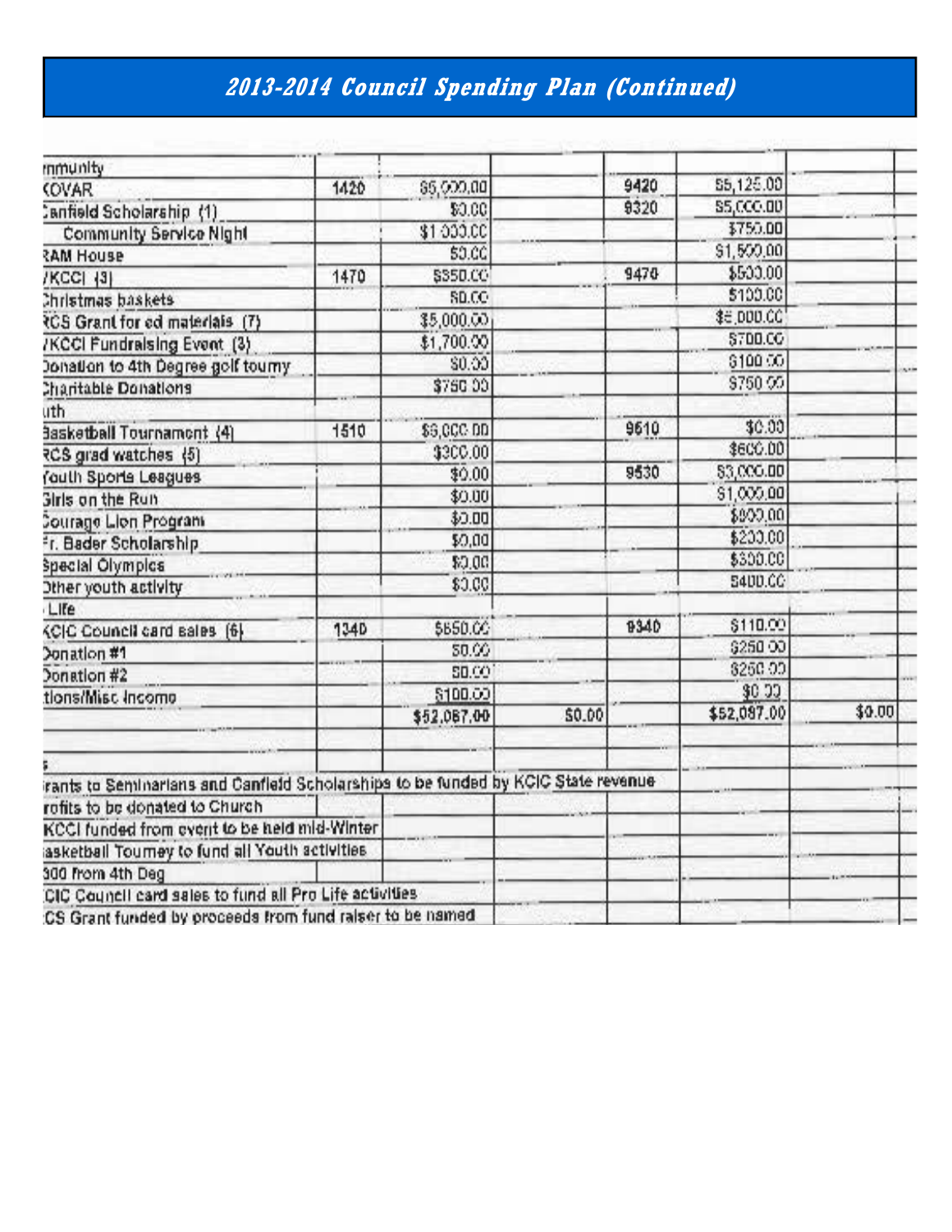## *2013-2014 Council Spending Plan (Continued)*

| | | | | | | |
|---|---|---|---|---|---|---|
| mmunity | | | | | | |
| KOVAR | 1420 | $5,000.00 | | 9420 | $5,125.00 | |
| Canfield Scholarship (1) | | $0.00 | | 9320 | $5,000.00 | |
| Community Service Night | | $1,000.00 | | | $750.00 | |
| RAM House | | $0.00 | | | $1,500.00 | |
| /KCCI (3) | 1470 | $350.00 | | 9470 | $500.00 | |
| Christmas baskets | | $0.00 | | | $100.00 | |
| RCS Grant for ed materials (7) | | $5,000.00 | | | $5,000.00 | |
| /KCCI Fundraising Event (3) | | $1,700.00 | | | $700.00 | |
| Donation to 4th Degree golf tourny | | $0.00 | | | $100.00 | |
| Charitable Donations | | $750.00 | | | $750.00 | |
| uth | | | | | | |
| Basketball Tournament (4) | 1510 | $6,000.00 | | 9610 | $0.00 | |
| RCS grad watches (5) | | $300.00 | | | $600.00 | |
| Youth Sports Leagues | | $0.00 | | 9530 | $3,000.00 | |
| Girls on the Run | | $0.00 | | | $1,000.00 | |
| Courage Lion Program | | $0.00 | | | $900.00 | |
| Fr. Bader Scholarship | | $0.00 | | | $200.00 | |
| Special Olympics | | $0.00 | | | $300.00 | |
| Other youth activity | | $0.00 | | | $400.00 | |
| Life | | | | | | |
| KCIC Council card sales (6) | 1340 | $650.00 | | 9340 | $110.00 | |
| Donation #1 | | $0.00 | | | $250.00 | |
| Donation #2 | | $0.00 | | | $250.00 | |
| tions/Misc Income | | $100.00 | | | $0.00 | |
| | | $52,087.00 | $0.00 | | $52,087.00 | $0.00 |

s

rants to Seminarians and Canfield Scholarships to be funded by KCIC State revenue

rofits to be donated to Church

KCCI funded from event to be held mid-Winter

asketball Tourney to fund all Youth activities

300 from 4th Deg

CIC Council card sales to fund all Pro Life activities

CS Grant funded by proceeds from fund raiser to be named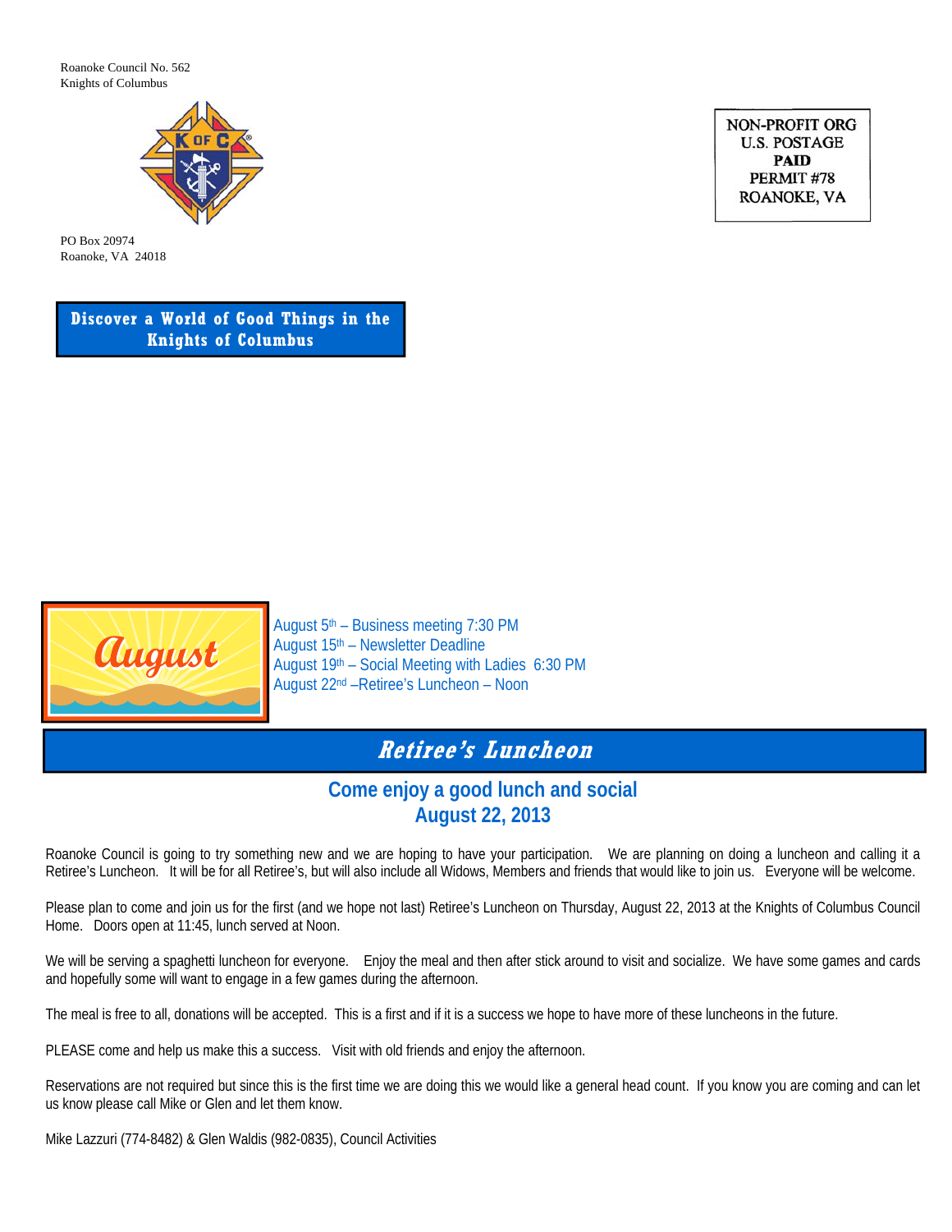Roanoke Council No. 562
Knights of Columbus

PO Box 20974
Roanoke, VA 24018

NON-PROFIT ORG
U.S. POSTAGE
**PAID**
PERMIT #78
ROANOKE, VA

**Discover a World of Good Things in the Knights of Columbus**

August

August 5th – Business meeting 7:30 PM
August 15th – Newsletter Deadline
August 19th – Social Meeting with Ladies 6:30 PM
August 22nd –Retiree's Luncheon – Noon

## Retiree's Luncheon

### Come enjoy a good lunch and social
### August 22, 2013

Roanoke Council is going to try something new and we are hoping to have your participation. We are planning on doing a luncheon and calling it a Retiree's Luncheon. It will be for all Retiree's, but will also include all Widows, Members and friends that would like to join us. Everyone will be welcome.

Please plan to come and join us for the first (and we hope not last) Retiree's Luncheon on Thursday, August 22, 2013 at the Knights of Columbus Council Home. Doors open at 11:45, lunch served at Noon.

We will be serving a spaghetti luncheon for everyone. Enjoy the meal and then after stick around to visit and socialize. We have some games and cards and hopefully some will want to engage in a few games during the afternoon.

The meal is free to all, donations will be accepted. This is a first and if it is a success we hope to have more of these luncheons in the future.

PLEASE come and help us make this a success. Visit with old friends and enjoy the afternoon.

Reservations are not required but since this is the first time we are doing this we would like a general head count. If you know you are coming and can let us know please call Mike or Glen and let them know.

Mike Lazzuri (774-8482) & Glen Waldis (982-0835), Council Activities